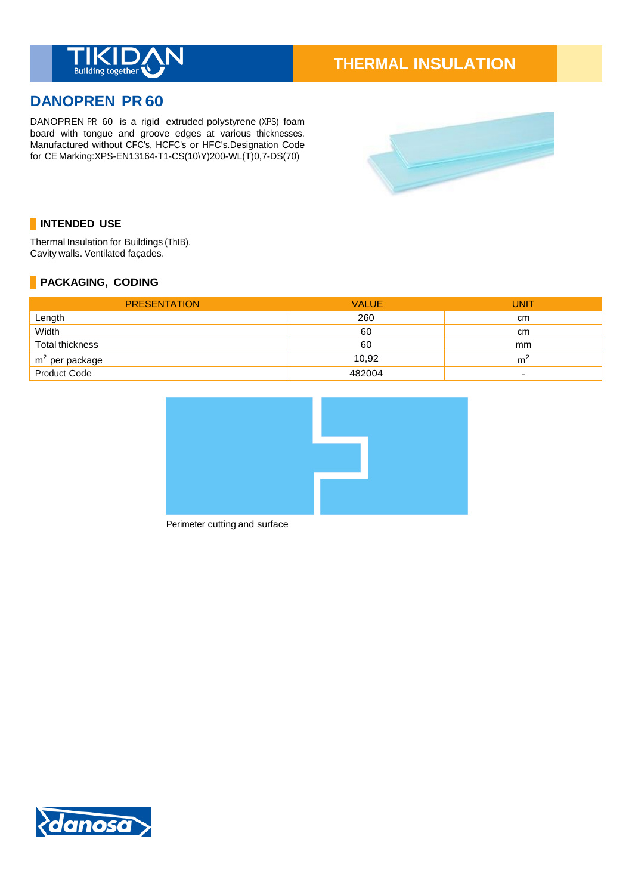THERMAL INSULATION

# DANOPREN PR 60

DANOPREN PR 60 is a rigid extruded polystyrene (XPS) foam board with tongue and groove edges at various thicknesses. Manufactured without CFC's, HCFC's or HFC's.Designation Code for CE Marking:XPS-EN13164-T1-CS(10\Y)200-WL(T)0,7-DS(70)

## INTENDED USE

Thermal Insulation for Buildings (ThIB).
Cavity walls. Ventilated façades.

## PACKAGING, CODING

| PRESENTATION | VALUE | UNIT |
|---|---|---|
| Length | 260 | cm |
| Width | 60 | cm |
| Total thickness | 60 | mm |
| $m^2$ per package | 10,92 | $m^2$ |
| Product Code | 482004 | - |

Perimeter cutting and surface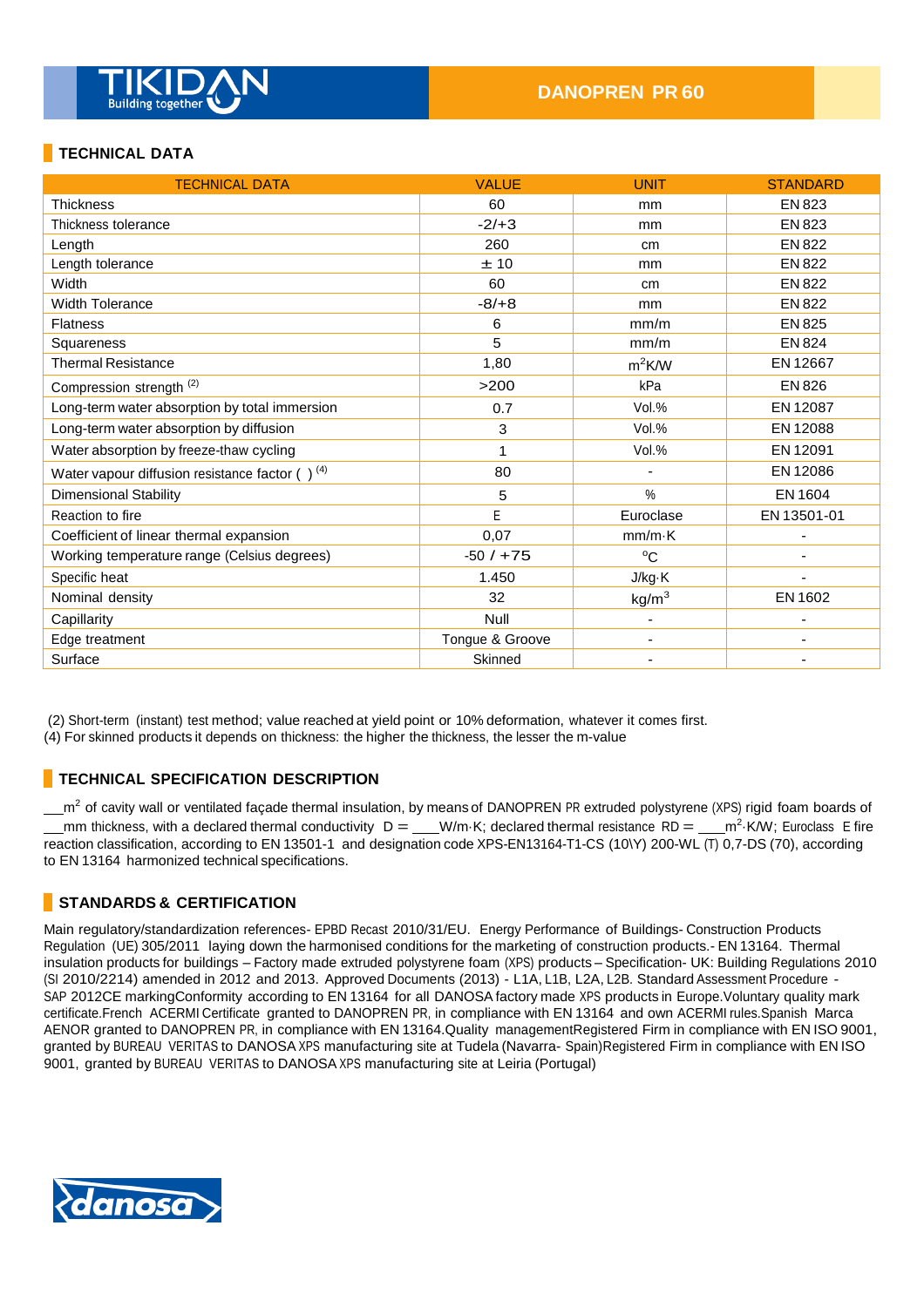DANOPREN PR 60

## TECHNICAL DATA

| TECHNICAL DATA | VALUE | UNIT | STANDARD |
|---|---|---|---|
| Thickness | 60 | mm | EN 823 |
| Thickness tolerance | -2/+3 | mm | EN 823 |
| Length | 260 | cm | EN 822 |
| Length tolerance | ± 10 | mm | EN 822 |
| Width | 60 | cm | EN 822 |
| Width Tolerance | -8/+8 | mm | EN 822 |
| Flatness | 6 | mm/m | EN 825 |
| Squareness | 5 | mm/m | EN 824 |
| Thermal Resistance | 1,80 | $m^2K/W$ | EN 12667 |
| Compression strength (2) | >200 | kPa | EN 826 |
| Long-term water absorption by total immersion | 0.7 | Vol.% | EN 12087 |
| Long-term water absorption by diffusion | 3 | Vol.% | EN 12088 |
| Water absorption by freeze-thaw cycling | 1 | Vol.% | EN 12091 |
| Water vapour diffusion resistance factor ( ) (4) | 80 | - | EN 12086 |
| Dimensional Stability | 5 | % | EN 1604 |
| Reaction to fire | E | Euroclase | EN 13501-01 |
| Coefficient of linear thermal expansion | 0,07 | mm/m·K | - |
| Working temperature range (Celsius degrees) | -50 / +75 | ºC | - |
| Specific heat | 1.450 | J/kg·K | - |
| Nominal density | 32 | $kg/m^3$ | EN 1602 |
| Capillarity | Null | - | - |
| Edge treatment | Tongue & Groove | - | - |
| Surface | Skinned | - | - |

(2) Short-term (instant) test method; value reached at yield point or 10% deformation, whatever it comes first.
(4) For skinned products it depends on thickness: the higher the thickness, the lesser the m-value

## TECHNICAL SPECIFICATION DESCRIPTION

\_\_$m^2$ of cavity wall or ventilated façade thermal insulation, by means of DANOPREN PR extruded polystyrene (XPS) rigid foam boards of \_\_mm thickness, with a declared thermal conductivity D = \_\_\_W/m·K; declared thermal resistance RD = \_\_\_$m^2$·K/W; Euroclass E fire reaction classification, according to EN 13501-1 and designation code XPS-EN13164-T1-CS (10\Y) 200-WL (T) 0,7-DS (70), according to EN 13164 harmonized technical specifications.

## STANDARDS & CERTIFICATION

Main regulatory/standardization references- EPBD Recast 2010/31/EU. Energy Performance of Buildings- Construction Products Regulation (UE) 305/2011 laying down the harmonised conditions for the marketing of construction products.- EN 13164. Thermal insulation products for buildings – Factory made extruded polystyrene foam (XPS) products – Specification- UK: Building Regulations 2010 (SI 2010/2214) amended in 2012 and 2013. Approved Documents (2013) - L1A, L1B, L2A, L2B. Standard Assessment Procedure - SAP 2012CE markingConformity according to EN 13164 for all DANOSA factory made XPS products in Europe.Voluntary quality mark certificate.French ACERMI Certificate granted to DANOPREN PR, in compliance with EN 13164 and own ACERMI rules.Spanish Marca AENOR granted to DANOPREN PR, in compliance with EN 13164.Quality managementRegistered Firm in compliance with EN ISO 9001, granted by BUREAU VERITAS to DANOSA XPS manufacturing site at Tudela (Navarra- Spain)Registered Firm in compliance with EN ISO 9001, granted by BUREAU VERITAS to DANOSA XPS manufacturing site at Leiria (Portugal)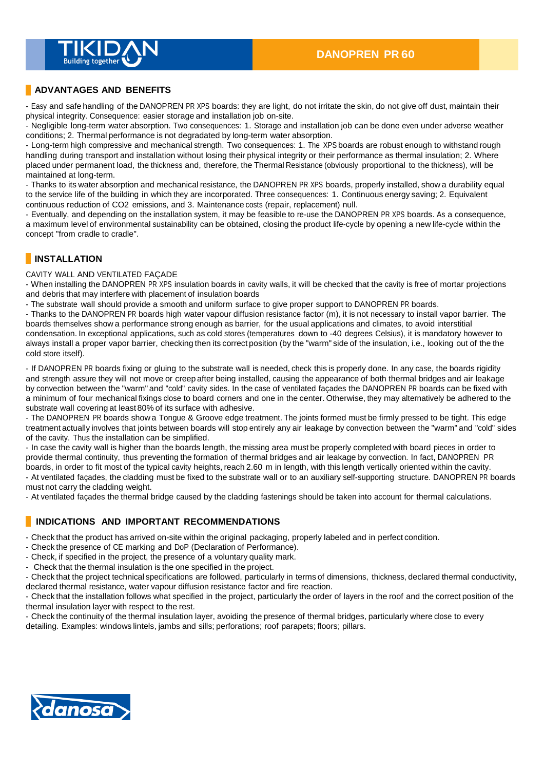## ADVANTAGES AND BENEFITS

- Easy and safe handling of the DANOPREN PR XPS boards: they are light, do not irritate the skin, do not give off dust, maintain their physical integrity. Consequence: easier storage and installation job on-site.
- Negligible long-term water absorption. Two consequences: 1. Storage and installation job can be done even under adverse weather conditions; 2. Thermal performance is not degradated by long-term water absorption.
- Long-term high compressive and mechanical strength. Two consequences: 1. The XPS boards are robust enough to withstand rough handling during transport and installation without losing their physical integrity or their performance as thermal insulation; 2. Where placed under permanent load, the thickness and, therefore, the Thermal Resistance (obviously proportional to the thickness), will be maintained at long-term.
- Thanks to its water absorption and mechanical resistance, the DANOPREN PR XPS boards, properly installed, show a durability equal to the service life of the building in which they are incorporated. Three consequences: 1. Continuous energy saving; 2. Equivalent continuous reduction of $CO_2$ emissions, and 3. Maintenance costs (repair, replacement) null.
- Eventually, and depending on the installation system, it may be feasible to re-use the DANOPREN PR XPS boards. As a consequence, a maximum level of environmental sustainability can be obtained, closing the product life-cycle by opening a new life-cycle within the concept "from cradle to cradle".

## INSTALLATION

CAVITY WALL AND VENTILATED FAÇADE

- When installing the DANOPREN PR XPS insulation boards in cavity walls, it will be checked that the cavity is free of mortar projections and debris that may interfere with placement of insulation boards
- The substrate wall should provide a smooth and uniform surface to give proper support to DANOPREN PR boards.
- Thanks to the DANOPREN PR boards high water vapour diffusion resistance factor (m), it is not necessary to install vapor barrier. The boards themselves show a performance strong enough as barrier, for the usual applications and climates, to avoid interstitial condensation. In exceptional applications, such as cold stores (temperatures down to -40 degrees Celsius), it is mandatory however to always install a proper vapor barrier, checking then its correct position (by the "warm" side of the insulation, i.e., looking out of the the cold store itself).

- If DANOPREN PR boards fixing or gluing to the substrate wall is needed, check this is properly done. In any case, the boards rigidity and strength assure they will not move or creep after being installed, causing the appearance of both thermal bridges and air leakage by convection between the "warm" and "cold" cavity sides. In the case of ventilated façades the DANOPREN PR boards can be fixed with a minimum of four mechanical fixings close to board corners and one in the center. Otherwise, they may alternatively be adhered to the substrate wall covering at least 80% of its surface with adhesive.
- The DANOPREN PR boards show a Tongue & Groove edge treatment. The joints formed must be firmly pressed to be tight. This edge treatment actually involves that joints between boards will stop entirely any air leakage by convection between the "warm" and "cold" sides of the cavity. Thus the installation can be simplified.
- In case the cavity wall is higher than the boards length, the missing area must be properly completed with board pieces in order to provide thermal continuity, thus preventing the formation of thermal bridges and air leakage by convection. In fact, DANOPREN PR boards, in order to fit most of the typical cavity heights, reach 2.60 m in length, with this length vertically oriented within the cavity.
- At ventilated façades, the cladding must be fixed to the substrate wall or to an auxiliary self-supporting structure. DANOPREN PR boards must not carry the cladding weight.
- At ventilated façades the thermal bridge caused by the cladding fastenings should be taken into account for thermal calculations.

## INDICATIONS AND IMPORTANT RECOMMENDATIONS

- Check that the product has arrived on-site within the original packaging, properly labeled and in perfect condition.
- Check the presence of CE marking and DoP (Declaration of Performance).
- Check, if specified in the project, the presence of a voluntary quality mark.
- Check that the thermal insulation is the one specified in the project.
- Check that the project technical specifications are followed, particularly in terms of dimensions, thickness, declared thermal conductivity, declared thermal resistance, water vapour diffusion resistance factor and fire reaction.
- Check that the installation follows what specified in the project, particularly the order of layers in the roof and the correct position of the thermal insulation layer with respect to the rest.
- Check the continuity of the thermal insulation layer, avoiding the presence of thermal bridges, particularly where close to every detailing. Examples: windows lintels, jambs and sills; perforations; roof parapets; floors; pillars.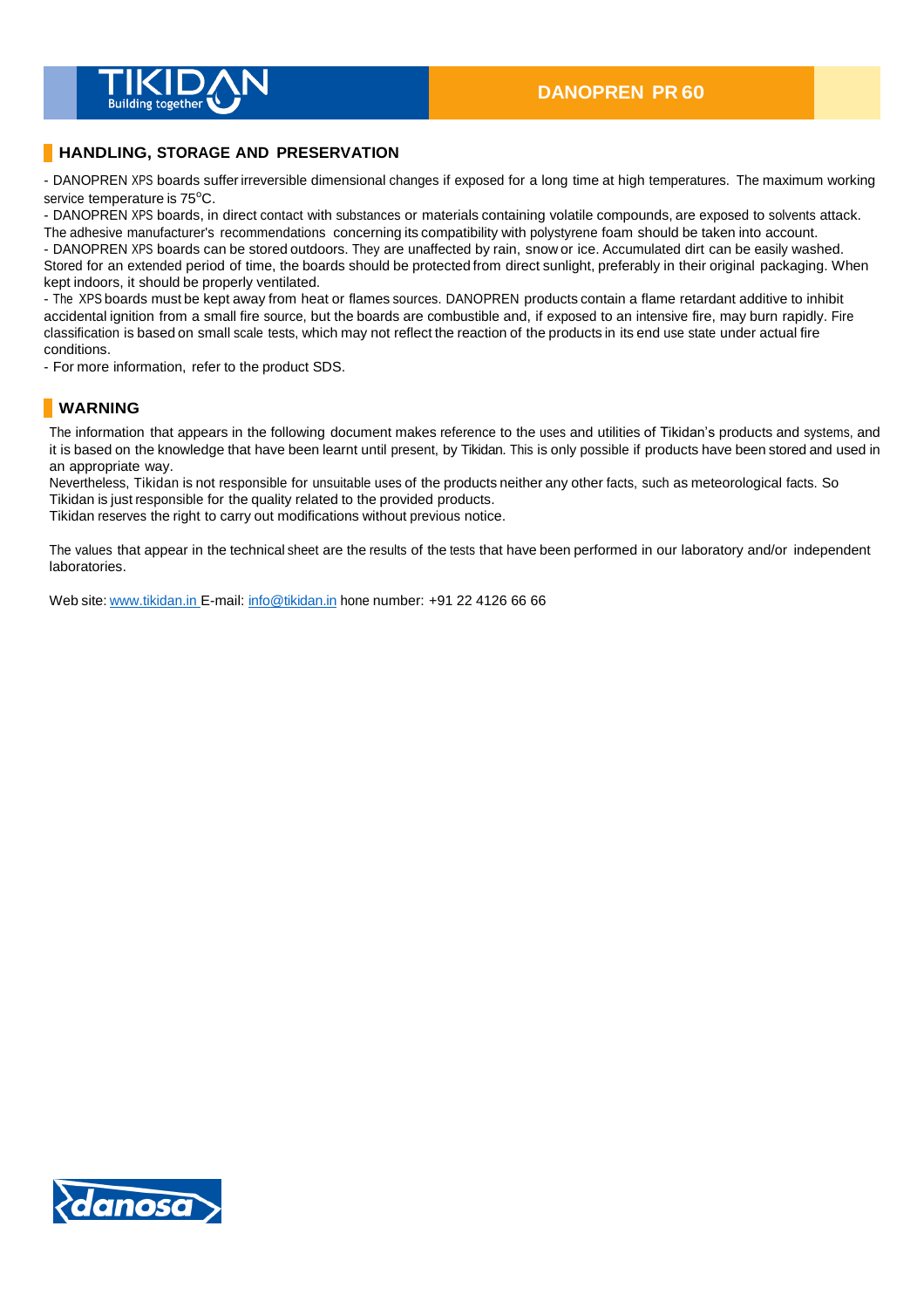## HANDLING, STORAGE AND PRESERVATION

- DANOPREN XPS boards suffer irreversible dimensional changes if exposed for a long time at high temperatures. The maximum working service temperature is 75°C.
- DANOPREN XPS boards, in direct contact with substances or materials containing volatile compounds, are exposed to solvents attack. The adhesive manufacturer's recommendations concerning its compatibility with polystyrene foam should be taken into account.
- DANOPREN XPS boards can be stored outdoors. They are unaffected by rain, snow or ice. Accumulated dirt can be easily washed. Stored for an extended period of time, the boards should be protected from direct sunlight, preferably in their original packaging. When kept indoors, it should be properly ventilated.
- The XPS boards must be kept away from heat or flames sources. DANOPREN products contain a flame retardant additive to inhibit accidental ignition from a small fire source, but the boards are combustible and, if exposed to an intensive fire, may burn rapidly. Fire classification is based on small scale tests, which may not reflect the reaction of the products in its end use state under actual fire conditions.
- For more information, refer to the product SDS.

## WARNING

The information that appears in the following document makes reference to the uses and utilities of Tikidan's products and systems, and it is based on the knowledge that have been learnt until present, by Tikidan. This is only possible if products have been stored and used in an appropriate way.

Nevertheless, Tikidan is not responsible for unsuitable uses of the products neither any other facts, such as meteorological facts. So Tikidan is just responsible for the quality related to the provided products.

Tikidan reserves the right to carry out modifications without previous notice.

The values that appear in the technical sheet are the results of the tests that have been performed in our laboratory and/or independent laboratories.

Web site: www.tikidan.in E-mail: info@tikidan.in hone number: +91 22 4126 66 66